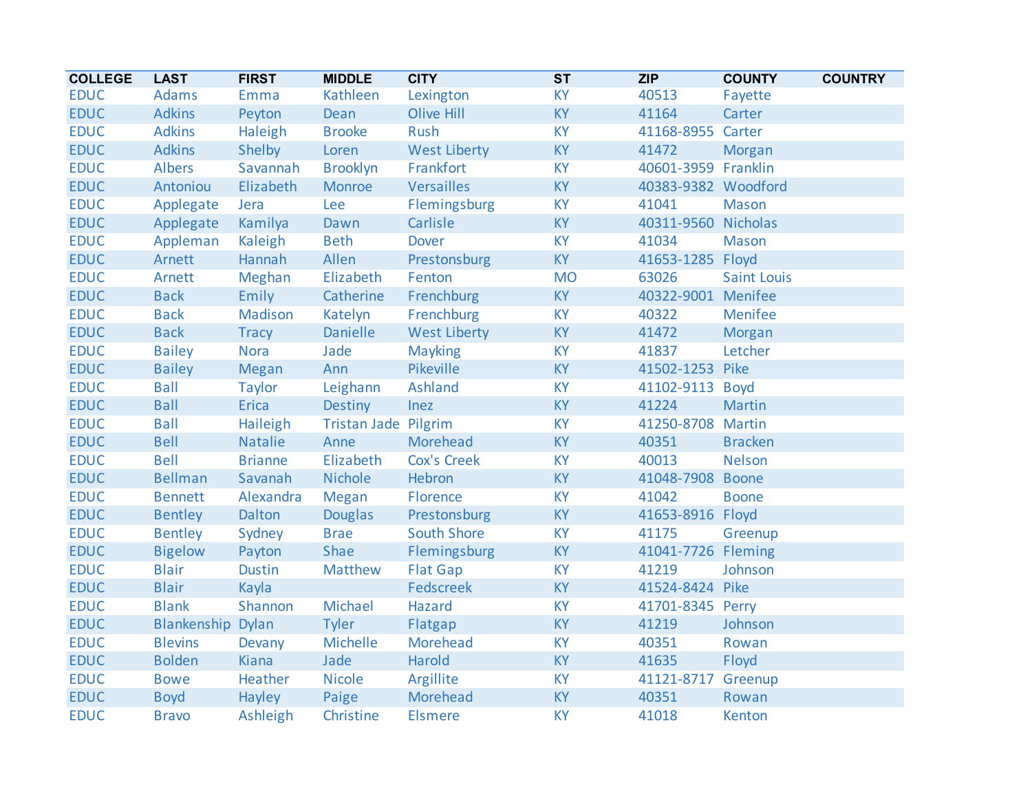| COLLEGE | LAST | FIRST | MIDDLE | CITY | ST | ZIP | COUNTY | COUNTRY |
|---|---|---|---|---|---|---|---|---|
| EDUC | Adams | Emma | Kathleen | Lexington | KY | 40513 | Fayette | |
| EDUC | Adkins | Peyton | Dean | Olive Hill | KY | 41164 | Carter | |
| EDUC | Adkins | Haleigh | Brooke | Rush | KY | 41168-8955 | Carter | |
| EDUC | Adkins | Shelby | Loren | West Liberty | KY | 41472 | Morgan | |
| EDUC | Albers | Savannah | Brooklyn | Frankfort | KY | 40601-3959 | Franklin | |
| EDUC | Antoniou | Elizabeth | Monroe | Versailles | KY | 40383-9382 | Woodford | |
| EDUC | Applegate | Jera | Lee | Flemingsburg | KY | 41041 | Mason | |
| EDUC | Applegate | Kamilya | Dawn | Carlisle | KY | 40311-9560 | Nicholas | |
| EDUC | Appleman | Kaleigh | Beth | Dover | KY | 41034 | Mason | |
| EDUC | Arnett | Hannah | Allen | Prestonsburg | KY | 41653-1285 | Floyd | |
| EDUC | Arnett | Meghan | Elizabeth | Fenton | MO | 63026 | Saint Louis | |
| EDUC | Back | Emily | Catherine | Frenchburg | KY | 40322-9001 | Menifee | |
| EDUC | Back | Madison | Katelyn | Frenchburg | KY | 40322 | Menifee | |
| EDUC | Back | Tracy | Danielle | West Liberty | KY | 41472 | Morgan | |
| EDUC | Bailey | Nora | Jade | Mayking | KY | 41837 | Letcher | |
| EDUC | Bailey | Megan | Ann | Pikeville | KY | 41502-1253 | Pike | |
| EDUC | Ball | Taylor | Leighann | Ashland | KY | 41102-9113 | Boyd | |
| EDUC | Ball | Erica | Destiny | Inez | KY | 41224 | Martin | |
| EDUC | Ball | Haileigh | Tristan Jade | Pilgrim | KY | 41250-8708 | Martin | |
| EDUC | Bell | Natalie | Anne | Morehead | KY | 40351 | Bracken | |
| EDUC | Bell | Brianne | Elizabeth | Cox's Creek | KY | 40013 | Nelson | |
| EDUC | Bellman | Savanah | Nichole | Hebron | KY | 41048-7908 | Boone | |
| EDUC | Bennett | Alexandra | Megan | Florence | KY | 41042 | Boone | |
| EDUC | Bentley | Dalton | Douglas | Prestonsburg | KY | 41653-8916 | Floyd | |
| EDUC | Bentley | Sydney | Brae | South Shore | KY | 41175 | Greenup | |
| EDUC | Bigelow | Payton | Shae | Flemingsburg | KY | 41041-7726 | Fleming | |
| EDUC | Blair | Dustin | Matthew | Flat Gap | KY | 41219 | Johnson | |
| EDUC | Blair | Kayla | | Fedscreek | KY | 41524-8424 | Pike | |
| EDUC | Blank | Shannon | Michael | Hazard | KY | 41701-8345 | Perry | |
| EDUC | Blankenship | Dylan | Tyler | Flatgap | KY | 41219 | Johnson | |
| EDUC | Blevins | Devany | Michelle | Morehead | KY | 40351 | Rowan | |
| EDUC | Bolden | Kiana | Jade | Harold | KY | 41635 | Floyd | |
| EDUC | Bowe | Heather | Nicole | Argillite | KY | 41121-8717 | Greenup | |
| EDUC | Boyd | Hayley | Paige | Morehead | KY | 40351 | Rowan | |
| EDUC | Bravo | Ashleigh | Christine | Elsmere | KY | 41018 | Kenton | |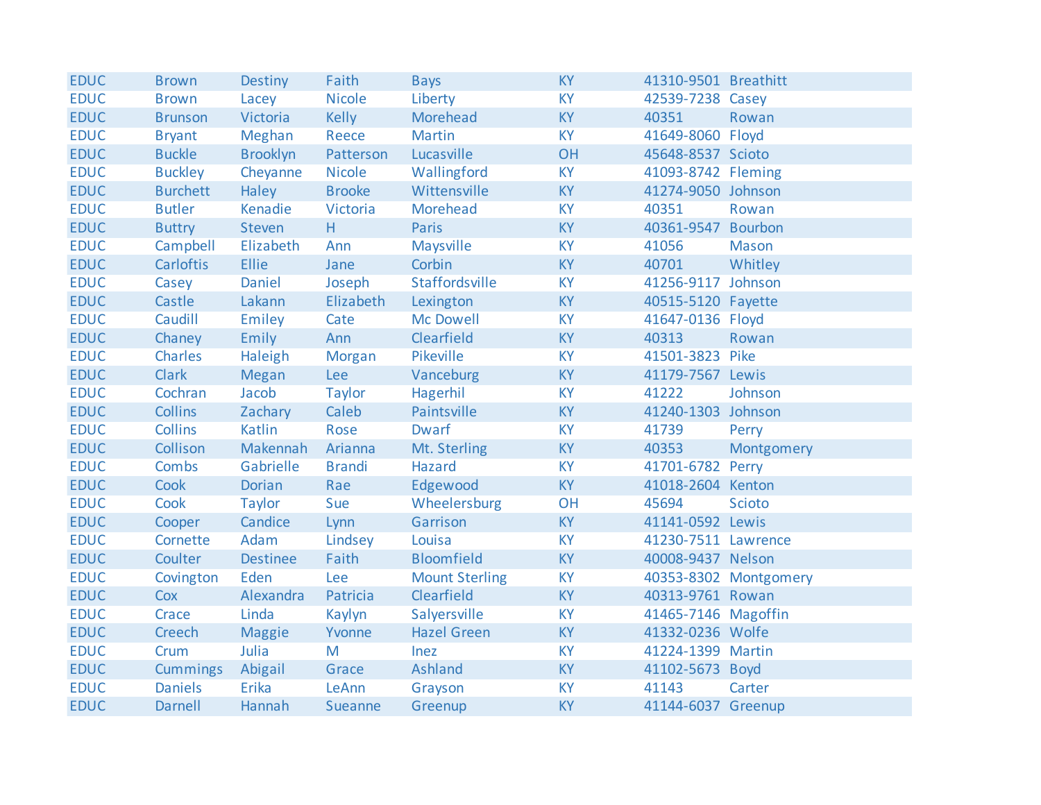| EDUC | Brown | Destiny | Faith | Bays | KY | 41310-9501 | Breathitt |
|---|---|---|---|---|---|---|---|
| EDUC | Brown | Lacey | Nicole | Liberty | KY | 42539-7238 | Casey |
| EDUC | Brunson | Victoria | Kelly | Morehead | KY | 40351 | Rowan |
| EDUC | Bryant | Meghan | Reece | Martin | KY | 41649-8060 | Floyd |
| EDUC | Buckle | Brooklyn | Patterson | Lucasville | OH | 45648-8537 | Scioto |
| EDUC | Buckley | Cheyanne | Nicole | Wallingford | KY | 41093-8742 | Fleming |
| EDUC | Burchett | Haley | Brooke | Wittensville | KY | 41274-9050 | Johnson |
| EDUC | Butler | Kenadie | Victoria | Morehead | KY | 40351 | Rowan |
| EDUC | Buttry | Steven | H | Paris | KY | 40361-9547 | Bourbon |
| EDUC | Campbell | Elizabeth | Ann | Maysville | KY | 41056 | Mason |
| EDUC | Carloftis | Ellie | Jane | Corbin | KY | 40701 | Whitley |
| EDUC | Casey | Daniel | Joseph | Staffordsville | KY | 41256-9117 | Johnson |
| EDUC | Castle | Lakann | Elizabeth | Lexington | KY | 40515-5120 | Fayette |
| EDUC | Caudill | Emiley | Cate | Mc Dowell | KY | 41647-0136 | Floyd |
| EDUC | Chaney | Emily | Ann | Clearfield | KY | 40313 | Rowan |
| EDUC | Charles | Haleigh | Morgan | Pikeville | KY | 41501-3823 | Pike |
| EDUC | Clark | Megan | Lee | Vanceburg | KY | 41179-7567 | Lewis |
| EDUC | Cochran | Jacob | Taylor | Hagerhil | KY | 41222 | Johnson |
| EDUC | Collins | Zachary | Caleb | Paintsville | KY | 41240-1303 | Johnson |
| EDUC | Collins | Katlin | Rose | Dwarf | KY | 41739 | Perry |
| EDUC | Collison | Makennah | Arianna | Mt. Sterling | KY | 40353 | Montgomery |
| EDUC | Combs | Gabrielle | Brandi | Hazard | KY | 41701-6782 | Perry |
| EDUC | Cook | Dorian | Rae | Edgewood | KY | 41018-2604 | Kenton |
| EDUC | Cook | Taylor | Sue | Wheelersburg | OH | 45694 | Scioto |
| EDUC | Cooper | Candice | Lynn | Garrison | KY | 41141-0592 | Lewis |
| EDUC | Cornette | Adam | Lindsey | Louisa | KY | 41230-7511 | Lawrence |
| EDUC | Coulter | Destinee | Faith | Bloomfield | KY | 40008-9437 | Nelson |
| EDUC | Covington | Eden | Lee | Mount Sterling | KY | 40353-8302 | Montgomery |
| EDUC | Cox | Alexandra | Patricia | Clearfield | KY | 40313-9761 | Rowan |
| EDUC | Crace | Linda | Kaylyn | Salyersville | KY | 41465-7146 | Magoffin |
| EDUC | Creech | Maggie | Yvonne | Hazel Green | KY | 41332-0236 | Wolfe |
| EDUC | Crum | Julia | M | Inez | KY | 41224-1399 | Martin |
| EDUC | Cummings | Abigail | Grace | Ashland | KY | 41102-5673 | Boyd |
| EDUC | Daniels | Erika | LeAnn | Grayson | KY | 41143 | Carter |
| EDUC | Darnell | Hannah | Sueanne | Greenup | KY | 41144-6037 | Greenup |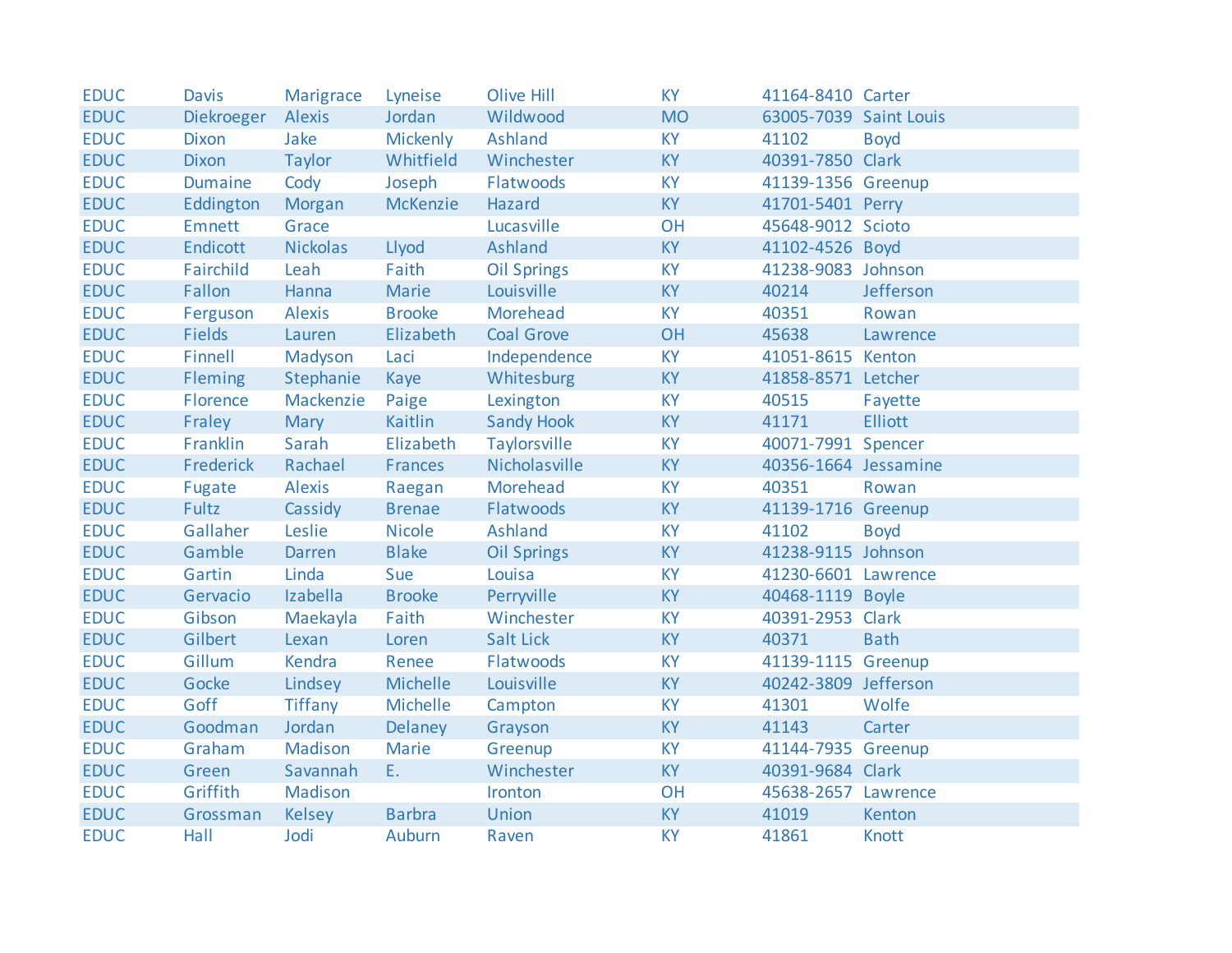| | | | | | | | |
|---|---|---|---|---|---|---|---|
| EDUC | Davis | Marigrace | Lyneise | Olive Hill | KY | 41164-8410 | Carter |
| EDUC | Diekroeger | Alexis | Jordan | Wildwood | MO | 63005-7039 | Saint Louis |
| EDUC | Dixon | Jake | Mickenly | Ashland | KY | 41102 | Boyd |
| EDUC | Dixon | Taylor | Whitfield | Winchester | KY | 40391-7850 | Clark |
| EDUC | Dumaine | Cody | Joseph | Flatwoods | KY | 41139-1356 | Greenup |
| EDUC | Eddington | Morgan | McKenzie | Hazard | KY | 41701-5401 | Perry |
| EDUC | Emnett | Grace | | Lucasville | OH | 45648-9012 | Scioto |
| EDUC | Endicott | Nickolas | Llyod | Ashland | KY | 41102-4526 | Boyd |
| EDUC | Fairchild | Leah | Faith | Oil Springs | KY | 41238-9083 | Johnson |
| EDUC | Fallon | Hanna | Marie | Louisville | KY | 40214 | Jefferson |
| EDUC | Ferguson | Alexis | Brooke | Morehead | KY | 40351 | Rowan |
| EDUC | Fields | Lauren | Elizabeth | Coal Grove | OH | 45638 | Lawrence |
| EDUC | Finnell | Madyson | Laci | Independence | KY | 41051-8615 | Kenton |
| EDUC | Fleming | Stephanie | Kaye | Whitesburg | KY | 41858-8571 | Letcher |
| EDUC | Florence | Mackenzie | Paige | Lexington | KY | 40515 | Fayette |
| EDUC | Fraley | Mary | Kaitlin | Sandy Hook | KY | 41171 | Elliott |
| EDUC | Franklin | Sarah | Elizabeth | Taylorsville | KY | 40071-7991 | Spencer |
| EDUC | Frederick | Rachael | Frances | Nicholasville | KY | 40356-1664 | Jessamine |
| EDUC | Fugate | Alexis | Raegan | Morehead | KY | 40351 | Rowan |
| EDUC | Fultz | Cassidy | Brenae | Flatwoods | KY | 41139-1716 | Greenup |
| EDUC | Gallaher | Leslie | Nicole | Ashland | KY | 41102 | Boyd |
| EDUC | Gamble | Darren | Blake | Oil Springs | KY | 41238-9115 | Johnson |
| EDUC | Gartin | Linda | Sue | Louisa | KY | 41230-6601 | Lawrence |
| EDUC | Gervacio | Izabella | Brooke | Perryville | KY | 40468-1119 | Boyle |
| EDUC | Gibson | Maekayla | Faith | Winchester | KY | 40391-2953 | Clark |
| EDUC | Gilbert | Lexan | Loren | Salt Lick | KY | 40371 | Bath |
| EDUC | Gillum | Kendra | Renee | Flatwoods | KY | 41139-1115 | Greenup |
| EDUC | Gocke | Lindsey | Michelle | Louisville | KY | 40242-3809 | Jefferson |
| EDUC | Goff | Tiffany | Michelle | Campton | KY | 41301 | Wolfe |
| EDUC | Goodman | Jordan | Delaney | Grayson | KY | 41143 | Carter |
| EDUC | Graham | Madison | Marie | Greenup | KY | 41144-7935 | Greenup |
| EDUC | Green | Savannah | E. | Winchester | KY | 40391-9684 | Clark |
| EDUC | Griffith | Madison | | Ironton | OH | 45638-2657 | Lawrence |
| EDUC | Grossman | Kelsey | Barbra | Union | KY | 41019 | Kenton |
| EDUC | Hall | Jodi | Auburn | Raven | KY | 41861 | Knott |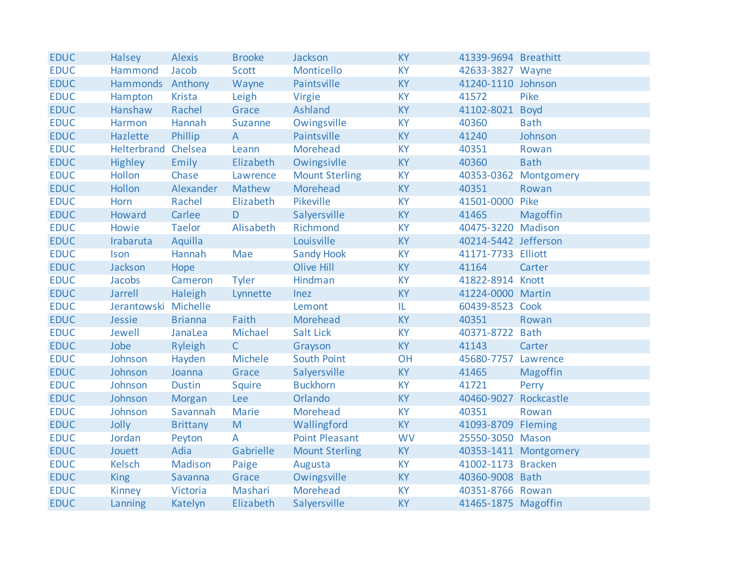| | | | | | | | |
|---|---|---|---|---|---|---|---|
| EDUC | Halsey | Alexis | Brooke | Jackson | KY | 41339-9694 | Breathitt |
| EDUC | Hammond | Jacob | Scott | Monticello | KY | 42633-3827 | Wayne |
| EDUC | Hammonds | Anthony | Wayne | Paintsville | KY | 41240-1110 | Johnson |
| EDUC | Hampton | Krista | Leigh | Virgie | KY | 41572 | Pike |
| EDUC | Hanshaw | Rachel | Grace | Ashland | KY | 41102-8021 | Boyd |
| EDUC | Harmon | Hannah | Suzanne | Owingsville | KY | 40360 | Bath |
| EDUC | Hazlette | Phillip | A | Paintsville | KY | 41240 | Johnson |
| EDUC | Helterbrand | Chelsea | Leann | Morehead | KY | 40351 | Rowan |
| EDUC | Highley | Emily | Elizabeth | Owingsivlle | KY | 40360 | Bath |
| EDUC | Hollon | Chase | Lawrence | Mount Sterling | KY | 40353-0362 | Montgomery |
| EDUC | Hollon | Alexander | Mathew | Morehead | KY | 40351 | Rowan |
| EDUC | Horn | Rachel | Elizabeth | Pikeville | KY | 41501-0000 | Pike |
| EDUC | Howard | Carlee | D | Salyersville | KY | 41465 | Magoffin |
| EDUC | Howie | Taelor | Alisabeth | Richmond | KY | 40475-3220 | Madison |
| EDUC | Irabaruta | Aquilla | | Louisville | KY | 40214-5442 | Jefferson |
| EDUC | Ison | Hannah | Mae | Sandy Hook | KY | 41171-7733 | Elliott |
| EDUC | Jackson | Hope | | Olive Hill | KY | 41164 | Carter |
| EDUC | Jacobs | Cameron | Tyler | Hindman | KY | 41822-8914 | Knott |
| EDUC | Jarrell | Haleigh | Lynnette | Inez | KY | 41224-0000 | Martin |
| EDUC | Jerantowski | Michelle | | Lemont | IL | 60439-8523 | Cook |
| EDUC | Jessie | Brianna | Faith | Morehead | KY | 40351 | Rowan |
| EDUC | Jewell | JanaLea | Michael | Salt Lick | KY | 40371-8722 | Bath |
| EDUC | Jobe | Ryleigh | C | Grayson | KY | 41143 | Carter |
| EDUC | Johnson | Hayden | Michele | South Point | OH | 45680-7757 | Lawrence |
| EDUC | Johnson | Joanna | Grace | Salyersville | KY | 41465 | Magoffin |
| EDUC | Johnson | Dustin | Squire | Buckhorn | KY | 41721 | Perry |
| EDUC | Johnson | Morgan | Lee | Orlando | KY | 40460-9027 | Rockcastle |
| EDUC | Johnson | Savannah | Marie | Morehead | KY | 40351 | Rowan |
| EDUC | Jolly | Brittany | M | Wallingford | KY | 41093-8709 | Fleming |
| EDUC | Jordan | Peyton | A | Point Pleasant | WV | 25550-3050 | Mason |
| EDUC | Jouett | Adia | Gabrielle | Mount Sterling | KY | 40353-1411 | Montgomery |
| EDUC | Kelsch | Madison | Paige | Augusta | KY | 41002-1173 | Bracken |
| EDUC | King | Savanna | Grace | Owingsville | KY | 40360-9008 | Bath |
| EDUC | Kinney | Victoria | Mashari | Morehead | KY | 40351-8766 | Rowan |
| EDUC | Lanning | Katelyn | Elizabeth | Salyersville | KY | 41465-1875 | Magoffin |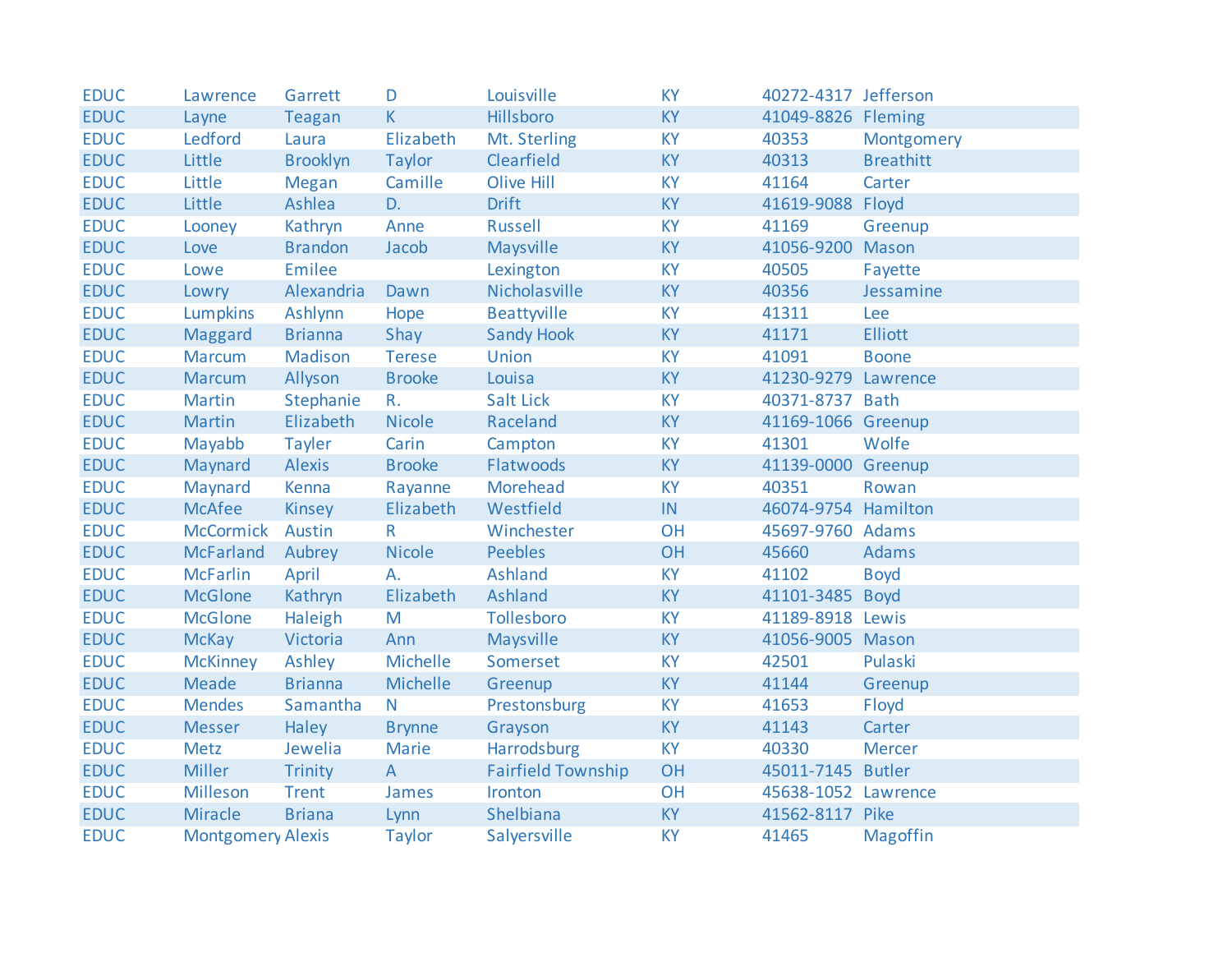| EDUC | Lawrence | Garrett | D | Louisville | KY | 40272-4317 | Jefferson |
|---|---|---|---|---|---|---|---|
| EDUC | Layne | Teagan | K | Hillsboro | KY | 41049-8826 | Fleming |
| EDUC | Ledford | Laura | Elizabeth | Mt. Sterling | KY | 40353 | Montgomery |
| EDUC | Little | Brooklyn | Taylor | Clearfield | KY | 40313 | Breathitt |
| EDUC | Little | Megan | Camille | Olive Hill | KY | 41164 | Carter |
| EDUC | Little | Ashlea | D. | Drift | KY | 41619-9088 | Floyd |
| EDUC | Looney | Kathryn | Anne | Russell | KY | 41169 | Greenup |
| EDUC | Love | Brandon | Jacob | Maysville | KY | 41056-9200 | Mason |
| EDUC | Lowe | Emilee | | Lexington | KY | 40505 | Fayette |
| EDUC | Lowry | Alexandria | Dawn | Nicholasville | KY | 40356 | Jessamine |
| EDUC | Lumpkins | Ashlynn | Hope | Beattyville | KY | 41311 | Lee |
| EDUC | Maggard | Brianna | Shay | Sandy Hook | KY | 41171 | Elliott |
| EDUC | Marcum | Madison | Terese | Union | KY | 41091 | Boone |
| EDUC | Marcum | Allyson | Brooke | Louisa | KY | 41230-9279 | Lawrence |
| EDUC | Martin | Stephanie | R. | Salt Lick | KY | 40371-8737 | Bath |
| EDUC | Martin | Elizabeth | Nicole | Raceland | KY | 41169-1066 | Greenup |
| EDUC | Mayabb | Tayler | Carin | Campton | KY | 41301 | Wolfe |
| EDUC | Maynard | Alexis | Brooke | Flatwoods | KY | 41139-0000 | Greenup |
| EDUC | Maynard | Kenna | Rayanne | Morehead | KY | 40351 | Rowan |
| EDUC | McAfee | Kinsey | Elizabeth | Westfield | IN | 46074-9754 | Hamilton |
| EDUC | McCormick | Austin | R | Winchester | OH | 45697-9760 | Adams |
| EDUC | McFarland | Aubrey | Nicole | Peebles | OH | 45660 | Adams |
| EDUC | McFarlin | April | A. | Ashland | KY | 41102 | Boyd |
| EDUC | McGlone | Kathryn | Elizabeth | Ashland | KY | 41101-3485 | Boyd |
| EDUC | McGlone | Haleigh | M | Tollesboro | KY | 41189-8918 | Lewis |
| EDUC | McKay | Victoria | Ann | Maysville | KY | 41056-9005 | Mason |
| EDUC | McKinney | Ashley | Michelle | Somerset | KY | 42501 | Pulaski |
| EDUC | Meade | Brianna | Michelle | Greenup | KY | 41144 | Greenup |
| EDUC | Mendes | Samantha | N | Prestonsburg | KY | 41653 | Floyd |
| EDUC | Messer | Haley | Brynne | Grayson | KY | 41143 | Carter |
| EDUC | Metz | Jewelia | Marie | Harrodsburg | KY | 40330 | Mercer |
| EDUC | Miller | Trinity | A | Fairfield Township | OH | 45011-7145 | Butler |
| EDUC | Milleson | Trent | James | Ironton | OH | 45638-1052 | Lawrence |
| EDUC | Miracle | Briana | Lynn | Shelbiana | KY | 41562-8117 | Pike |
| EDUC | Montgomery | Alexis | Taylor | Salyersville | KY | 41465 | Magoffin |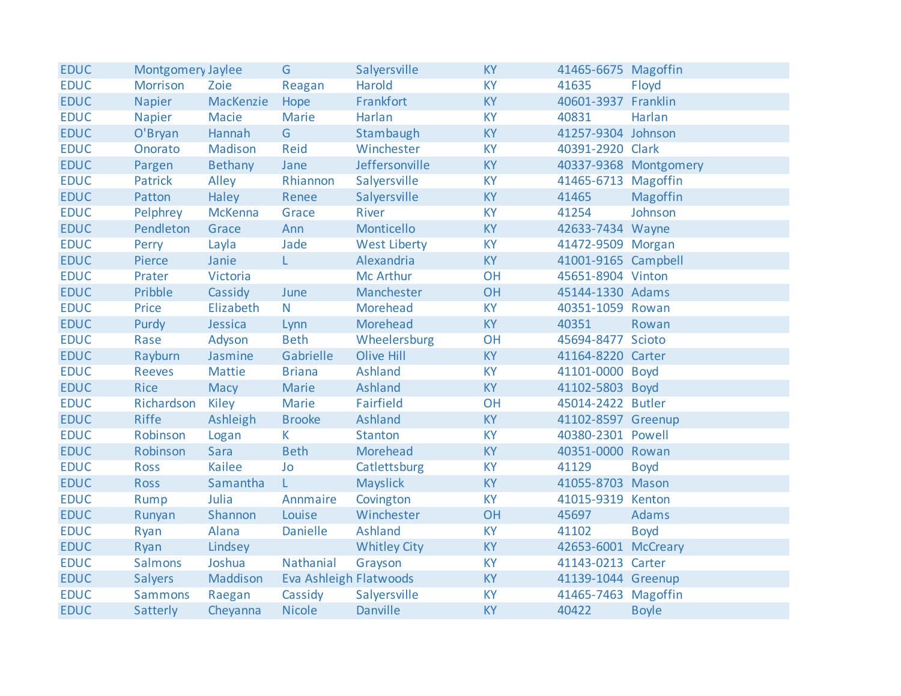| EDUC | Montgomery | Jaylee | G | Salyersville | KY | 41465-6675 | Magoffin |
|---|---|---|---|---|---|---|---|
| EDUC | Morrison | Zoie | Reagan | Harold | KY | 41635 | Floyd |
| EDUC | Napier | MacKenzie | Hope | Frankfort | KY | 40601-3937 | Franklin |
| EDUC | Napier | Macie | Marie | Harlan | KY | 40831 | Harlan |
| EDUC | O'Bryan | Hannah | G | Stambaugh | KY | 41257-9304 | Johnson |
| EDUC | Onorato | Madison | Reid | Winchester | KY | 40391-2920 | Clark |
| EDUC | Pargen | Bethany | Jane | Jeffersonville | KY | 40337-9368 | Montgomery |
| EDUC | Patrick | Alley | Rhiannon | Salyersville | KY | 41465-6713 | Magoffin |
| EDUC | Patton | Haley | Renee | Salyersville | KY | 41465 | Magoffin |
| EDUC | Pelphrey | McKenna | Grace | River | KY | 41254 | Johnson |
| EDUC | Pendleton | Grace | Ann | Monticello | KY | 42633-7434 | Wayne |
| EDUC | Perry | Layla | Jade | West Liberty | KY | 41472-9509 | Morgan |
| EDUC | Pierce | Janie | L | Alexandria | KY | 41001-9165 | Campbell |
| EDUC | Prater | Victoria | | Mc Arthur | OH | 45651-8904 | Vinton |
| EDUC | Pribble | Cassidy | June | Manchester | OH | 45144-1330 | Adams |
| EDUC | Price | Elizabeth | N | Morehead | KY | 40351-1059 | Rowan |
| EDUC | Purdy | Jessica | Lynn | Morehead | KY | 40351 | Rowan |
| EDUC | Rase | Adyson | Beth | Wheelersburg | OH | 45694-8477 | Scioto |
| EDUC | Rayburn | Jasmine | Gabrielle | Olive Hill | KY | 41164-8220 | Carter |
| EDUC | Reeves | Mattie | Briana | Ashland | KY | 41101-0000 | Boyd |
| EDUC | Rice | Macy | Marie | Ashland | KY | 41102-5803 | Boyd |
| EDUC | Richardson | Kiley | Marie | Fairfield | OH | 45014-2422 | Butler |
| EDUC | Riffe | Ashleigh | Brooke | Ashland | KY | 41102-8597 | Greenup |
| EDUC | Robinson | Logan | K | Stanton | KY | 40380-2301 | Powell |
| EDUC | Robinson | Sara | Beth | Morehead | KY | 40351-0000 | Rowan |
| EDUC | Ross | Kailee | Jo | Catlettsburg | KY | 41129 | Boyd |
| EDUC | Ross | Samantha | L | Mayslick | KY | 41055-8703 | Mason |
| EDUC | Rump | Julia | Annmaire | Covington | KY | 41015-9319 | Kenton |
| EDUC | Runyan | Shannon | Louise | Winchester | OH | 45697 | Adams |
| EDUC | Ryan | Alana | Danielle | Ashland | KY | 41102 | Boyd |
| EDUC | Ryan | Lindsey | | Whitley City | KY | 42653-6001 | McCreary |
| EDUC | Salmons | Joshua | Nathanial | Grayson | KY | 41143-0213 | Carter |
| EDUC | Salyers | Maddison | Eva Ashleigh | Flatwoods | KY | 41139-1044 | Greenup |
| EDUC | Sammons | Raegan | Cassidy | Salyersville | KY | 41465-7463 | Magoffin |
| EDUC | Satterly | Cheyanna | Nicole | Danville | KY | 40422 | Boyle |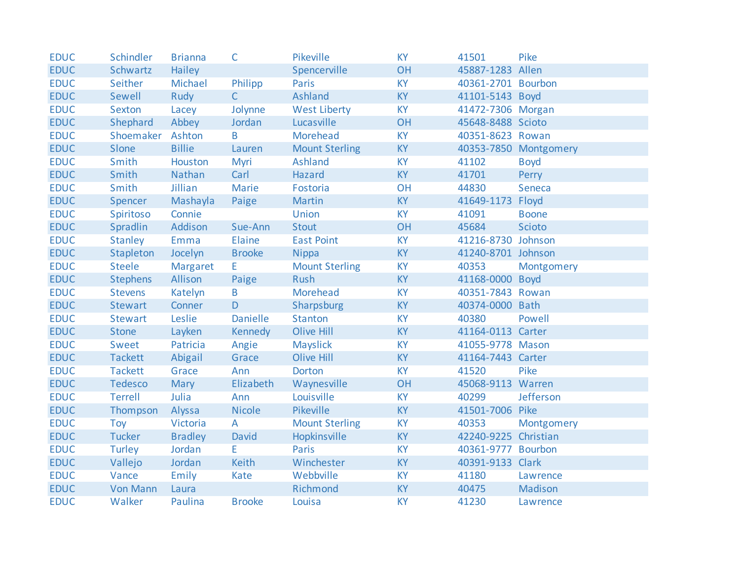| EDUC | Schindler | Brianna | C | Pikeville | KY | 41501 | Pike |
|---|---|---|---|---|---|---|---|
| EDUC | Schwartz | Hailey | | Spencerville | OH | 45887-1283 | Allen |
| EDUC | Seither | Michael | Philipp | Paris | KY | 40361-2701 | Bourbon |
| EDUC | Sewell | Rudy | C | Ashland | KY | 41101-5143 | Boyd |
| EDUC | Sexton | Lacey | Jolynne | West Liberty | KY | 41472-7306 | Morgan |
| EDUC | Shephard | Abbey | Jordan | Lucasville | OH | 45648-8488 | Scioto |
| EDUC | Shoemaker | Ashton | B | Morehead | KY | 40351-8623 | Rowan |
| EDUC | Slone | Billie | Lauren | Mount Sterling | KY | 40353-7850 | Montgomery |
| EDUC | Smith | Houston | Myri | Ashland | KY | 41102 | Boyd |
| EDUC | Smith | Nathan | Carl | Hazard | KY | 41701 | Perry |
| EDUC | Smith | Jillian | Marie | Fostoria | OH | 44830 | Seneca |
| EDUC | Spencer | Mashayla | Paige | Martin | KY | 41649-1173 | Floyd |
| EDUC | Spiritoso | Connie | | Union | KY | 41091 | Boone |
| EDUC | Spradlin | Addison | Sue-Ann | Stout | OH | 45684 | Scioto |
| EDUC | Stanley | Emma | Elaine | East Point | KY | 41216-8730 | Johnson |
| EDUC | Stapleton | Jocelyn | Brooke | Nippa | KY | 41240-8701 | Johnson |
| EDUC | Steele | Margaret | E | Mount Sterling | KY | 40353 | Montgomery |
| EDUC | Stephens | Allison | Paige | Rush | KY | 41168-0000 | Boyd |
| EDUC | Stevens | Katelyn | B | Morehead | KY | 40351-7843 | Rowan |
| EDUC | Stewart | Conner | D | Sharpsburg | KY | 40374-0000 | Bath |
| EDUC | Stewart | Leslie | Danielle | Stanton | KY | 40380 | Powell |
| EDUC | Stone | Layken | Kennedy | Olive Hill | KY | 41164-0113 | Carter |
| EDUC | Sweet | Patricia | Angie | Mayslick | KY | 41055-9778 | Mason |
| EDUC | Tackett | Abigail | Grace | Olive Hill | KY | 41164-7443 | Carter |
| EDUC | Tackett | Grace | Ann | Dorton | KY | 41520 | Pike |
| EDUC | Tedesco | Mary | Elizabeth | Waynesville | OH | 45068-9113 | Warren |
| EDUC | Terrell | Julia | Ann | Louisville | KY | 40299 | Jefferson |
| EDUC | Thompson | Alyssa | Nicole | Pikeville | KY | 41501-7006 | Pike |
| EDUC | Toy | Victoria | A | Mount Sterling | KY | 40353 | Montgomery |
| EDUC | Tucker | Bradley | David | Hopkinsville | KY | 42240-9225 | Christian |
| EDUC | Turley | Jordan | E | Paris | KY | 40361-9777 | Bourbon |
| EDUC | Vallejo | Jordan | Keith | Winchester | KY | 40391-9133 | Clark |
| EDUC | Vance | Emily | Kate | Webbville | KY | 41180 | Lawrence |
| EDUC | Von Mann | Laura | | Richmond | KY | 40475 | Madison |
| EDUC | Walker | Paulina | Brooke | Louisa | KY | 41230 | Lawrence |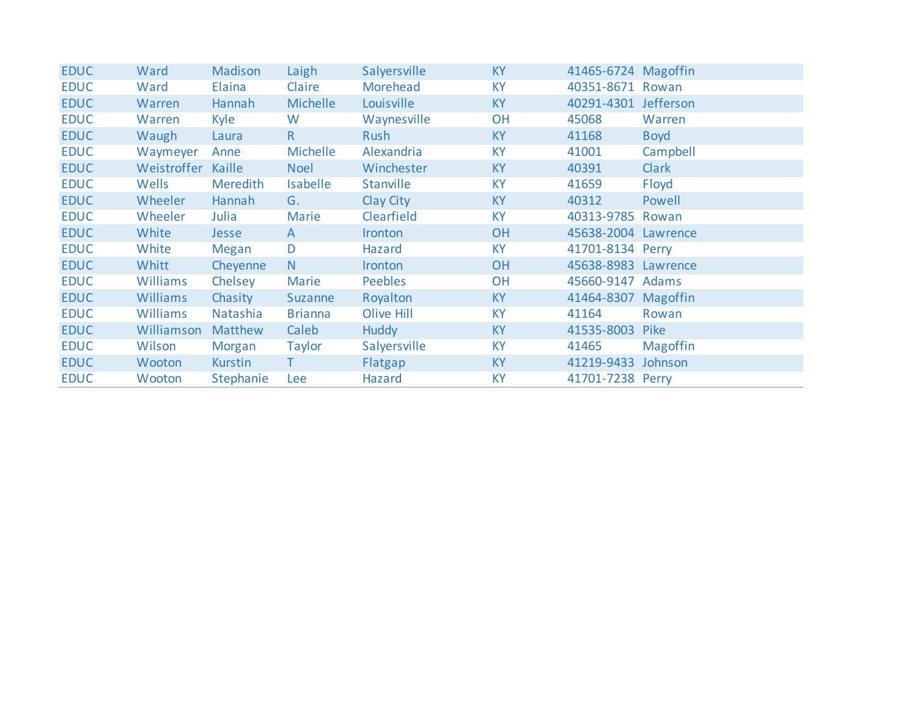| | | | | | | | |
|---|---|---|---|---|---|---|---|
| EDUC | Ward | Madison | Laigh | Salyersville | KY | 41465-6724 | Magoffin |
| EDUC | Ward | Elaina | Claire | Morehead | KY | 40351-8671 | Rowan |
| EDUC | Warren | Hannah | Michelle | Louisville | KY | 40291-4301 | Jefferson |
| EDUC | Warren | Kyle | W | Waynesville | OH | 45068 | Warren |
| EDUC | Waugh | Laura | R | Rush | KY | 41168 | Boyd |
| EDUC | Waymeyer | Anne | Michelle | Alexandria | KY | 41001 | Campbell |
| EDUC | Weistroffer | Kaille | Noel | Winchester | KY | 40391 | Clark |
| EDUC | Wells | Meredith | Isabelle | Stanville | KY | 41659 | Floyd |
| EDUC | Wheeler | Hannah | G. | Clay City | KY | 40312 | Powell |
| EDUC | Wheeler | Julia | Marie | Clearfield | KY | 40313-9785 | Rowan |
| EDUC | White | Jesse | A | Ironton | OH | 45638-2004 | Lawrence |
| EDUC | White | Megan | D | Hazard | KY | 41701-8134 | Perry |
| EDUC | Whitt | Cheyenne | N | Ironton | OH | 45638-8983 | Lawrence |
| EDUC | Williams | Chelsey | Marie | Peebles | OH | 45660-9147 | Adams |
| EDUC | Williams | Chasity | Suzanne | Royalton | KY | 41464-8307 | Magoffin |
| EDUC | Williams | Natashia | Brianna | Olive Hill | KY | 41164 | Rowan |
| EDUC | Williamson | Matthew | Caleb | Huddy | KY | 41535-8003 | Pike |
| EDUC | Wilson | Morgan | Taylor | Salyersville | KY | 41465 | Magoffin |
| EDUC | Wooton | Kurstin | T | Flatgap | KY | 41219-9433 | Johnson |
| EDUC | Wooton | Stephanie | Lee | Hazard | KY | 41701-7238 | Perry |